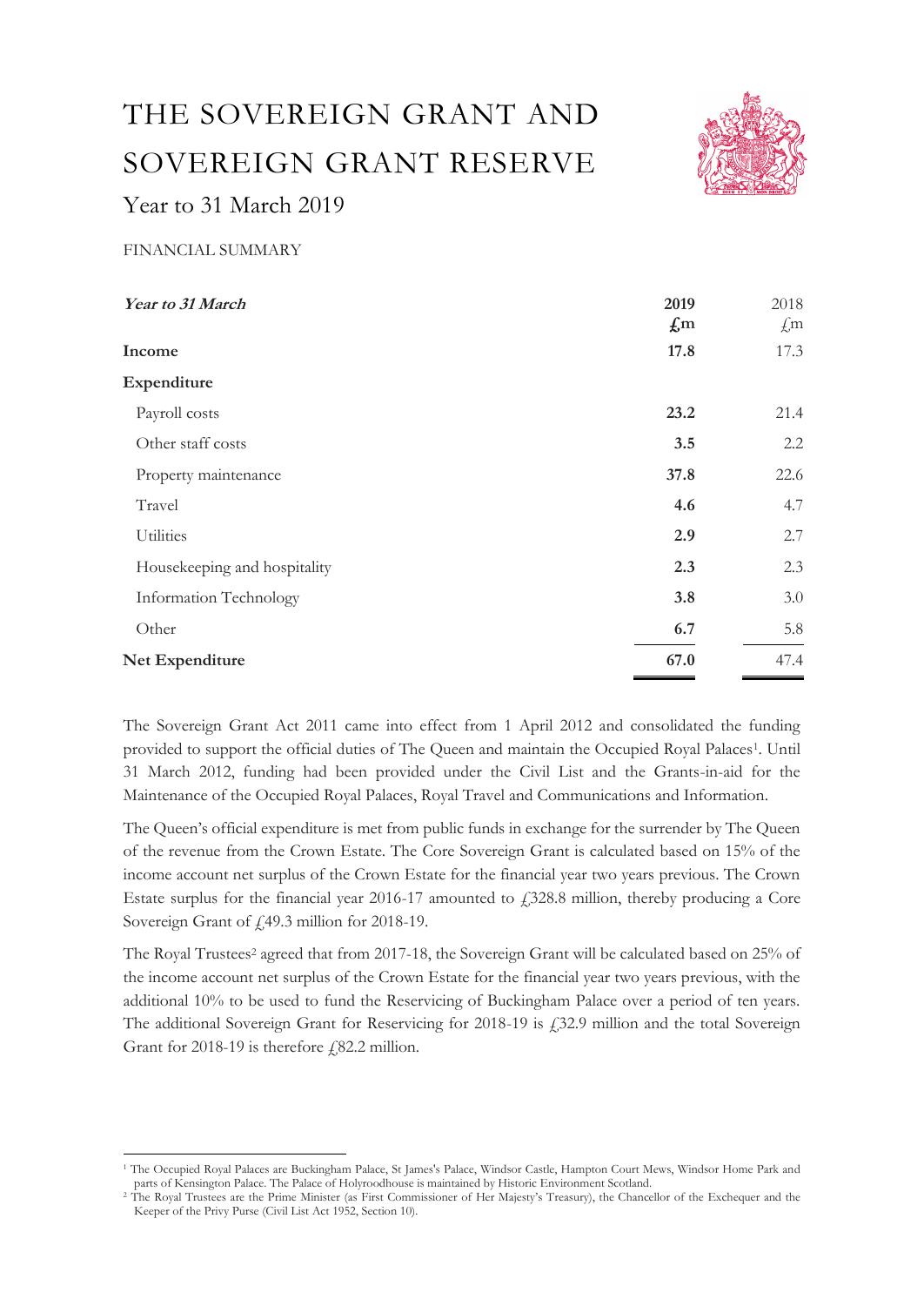# THE SOVEREIGN GRANT AND SOVEREIGN GRANT RESERVE

Year to 31 March 2019

FINANCIAL SUMMARY

| ***Year to 31 March*** | **2019** **£m** | 2018 £m |
|---|---|---|
| **Income** | **17.8** | 17.3 |
| **Expenditure** | | |
| Payroll costs | **23.2** | 21.4 |
| Other staff costs | **3.5** | 2.2 |
| Property maintenance | **37.8** | 22.6 |
| Travel | **4.6** | 4.7 |
| Utilities | **2.9** | 2.7 |
| Housekeeping and hospitality | **2.3** | 2.3 |
| Information Technology | **3.8** | 3.0 |
| Other | **6.7** | 5.8 |
| **Net Expenditure** | **67.0** | 47.4 |

The Sovereign Grant Act 2011 came into effect from 1 April 2012 and consolidated the funding provided to support the official duties of The Queen and maintain the Occupied Royal Palaces[1]. Until 31 March 2012, funding had been provided under the Civil List and the Grants-in-aid for the Maintenance of the Occupied Royal Palaces, Royal Travel and Communications and Information.

The Queen's official expenditure is met from public funds in exchange for the surrender by The Queen of the revenue from the Crown Estate. The Core Sovereign Grant is calculated based on 15% of the income account net surplus of the Crown Estate for the financial year two years previous. The Crown Estate surplus for the financial year 2016-17 amounted to £328.8 million, thereby producing a Core Sovereign Grant of £49.3 million for 2018-19.

The Royal Trustees[2] agreed that from 2017-18, the Sovereign Grant will be calculated based on 25% of the income account net surplus of the Crown Estate for the financial year two years previous, with the additional 10% to be used to fund the Reservicing of Buckingham Palace over a period of ten years. The additional Sovereign Grant for Reservicing for 2018-19 is £32.9 million and the total Sovereign Grant for 2018-19 is therefore £82.2 million.

[1] The Occupied Royal Palaces are Buckingham Palace, St James's Palace, Windsor Castle, Hampton Court Mews, Windsor Home Park and parts of Kensington Palace. The Palace of Holyroodhouse is maintained by Historic Environment Scotland.

[2] The Royal Trustees are the Prime Minister (as First Commissioner of Her Majesty's Treasury), the Chancellor of the Exchequer and the Keeper of the Privy Purse (Civil List Act 1952, Section 10).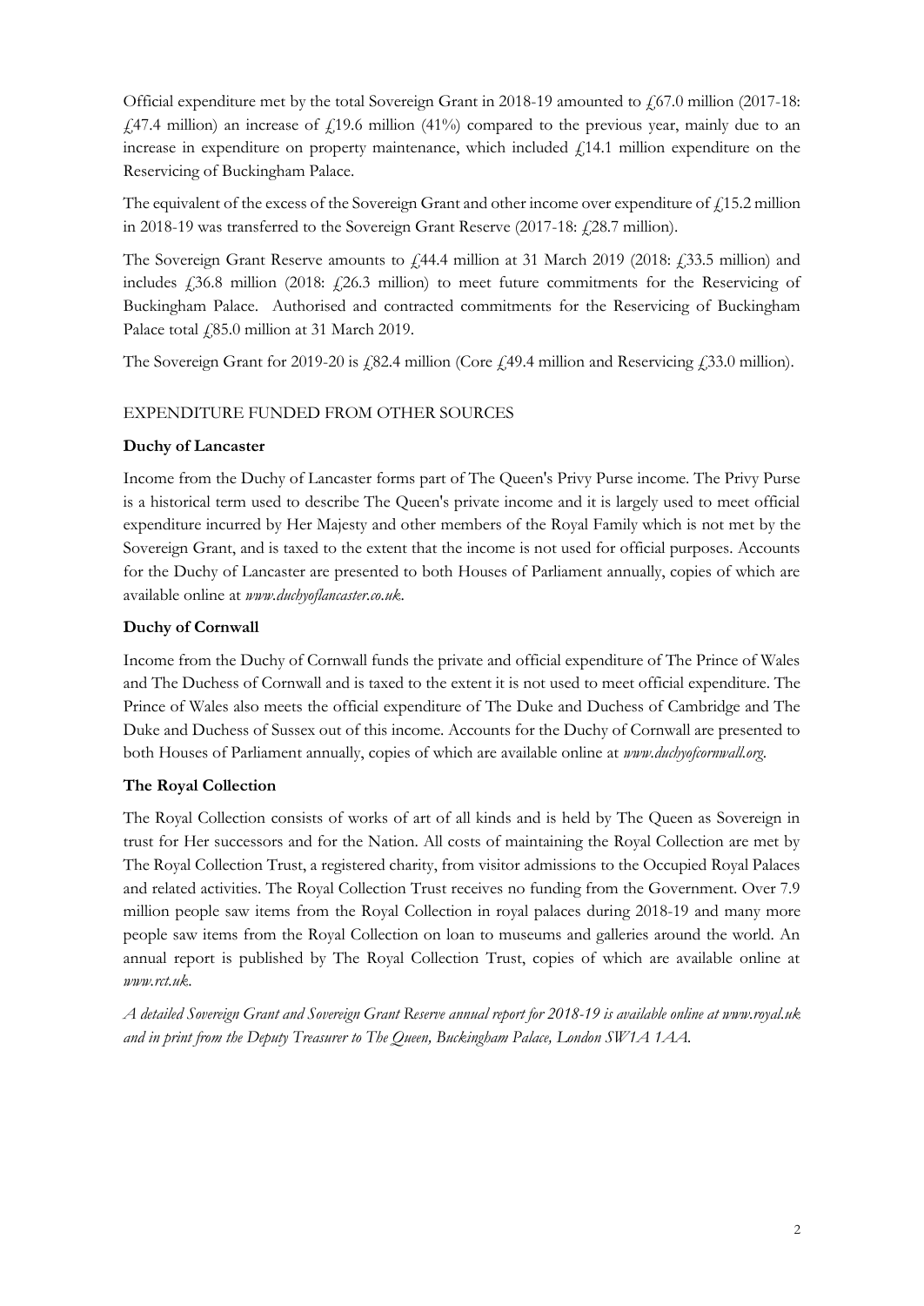Official expenditure met by the total Sovereign Grant in 2018-19 amounted to £67.0 million (2017-18: £47.4 million) an increase of £19.6 million (41%) compared to the previous year, mainly due to an increase in expenditure on property maintenance, which included £14.1 million expenditure on the Reservicing of Buckingham Palace.

The equivalent of the excess of the Sovereign Grant and other income over expenditure of £15.2 million in 2018-19 was transferred to the Sovereign Grant Reserve (2017-18: £28.7 million).

The Sovereign Grant Reserve amounts to £44.4 million at 31 March 2019 (2018: £33.5 million) and includes £36.8 million (2018: £26.3 million) to meet future commitments for the Reservicing of Buckingham Palace. Authorised and contracted commitments for the Reservicing of Buckingham Palace total £85.0 million at 31 March 2019.

The Sovereign Grant for 2019-20 is £82.4 million (Core £49.4 million and Reservicing £33.0 million).

## EXPENDITURE FUNDED FROM OTHER SOURCES

### Duchy of Lancaster

Income from the Duchy of Lancaster forms part of The Queen's Privy Purse income. The Privy Purse is a historical term used to describe The Queen's private income and it is largely used to meet official expenditure incurred by Her Majesty and other members of the Royal Family which is not met by the Sovereign Grant, and is taxed to the extent that the income is not used for official purposes. Accounts for the Duchy of Lancaster are presented to both Houses of Parliament annually, copies of which are available online at *www.duchyoflancaster.co.uk*.

### Duchy of Cornwall

Income from the Duchy of Cornwall funds the private and official expenditure of The Prince of Wales and The Duchess of Cornwall and is taxed to the extent it is not used to meet official expenditure. The Prince of Wales also meets the official expenditure of The Duke and Duchess of Cambridge and The Duke and Duchess of Sussex out of this income. Accounts for the Duchy of Cornwall are presented to both Houses of Parliament annually, copies of which are available online at *www.duchyofcornwall.org*.

### The Royal Collection

The Royal Collection consists of works of art of all kinds and is held by The Queen as Sovereign in trust for Her successors and for the Nation. All costs of maintaining the Royal Collection are met by The Royal Collection Trust, a registered charity, from visitor admissions to the Occupied Royal Palaces and related activities. The Royal Collection Trust receives no funding from the Government. Over 7.9 million people saw items from the Royal Collection in royal palaces during 2018-19 and many more people saw items from the Royal Collection on loan to museums and galleries around the world. An annual report is published by The Royal Collection Trust, copies of which are available online at *www.rct.uk*.

*A detailed Sovereign Grant and Sovereign Grant Reserve annual report for 2018-19 is available online at www.royal.uk and in print from the Deputy Treasurer to The Queen, Buckingham Palace, London SW1A 1AA.*